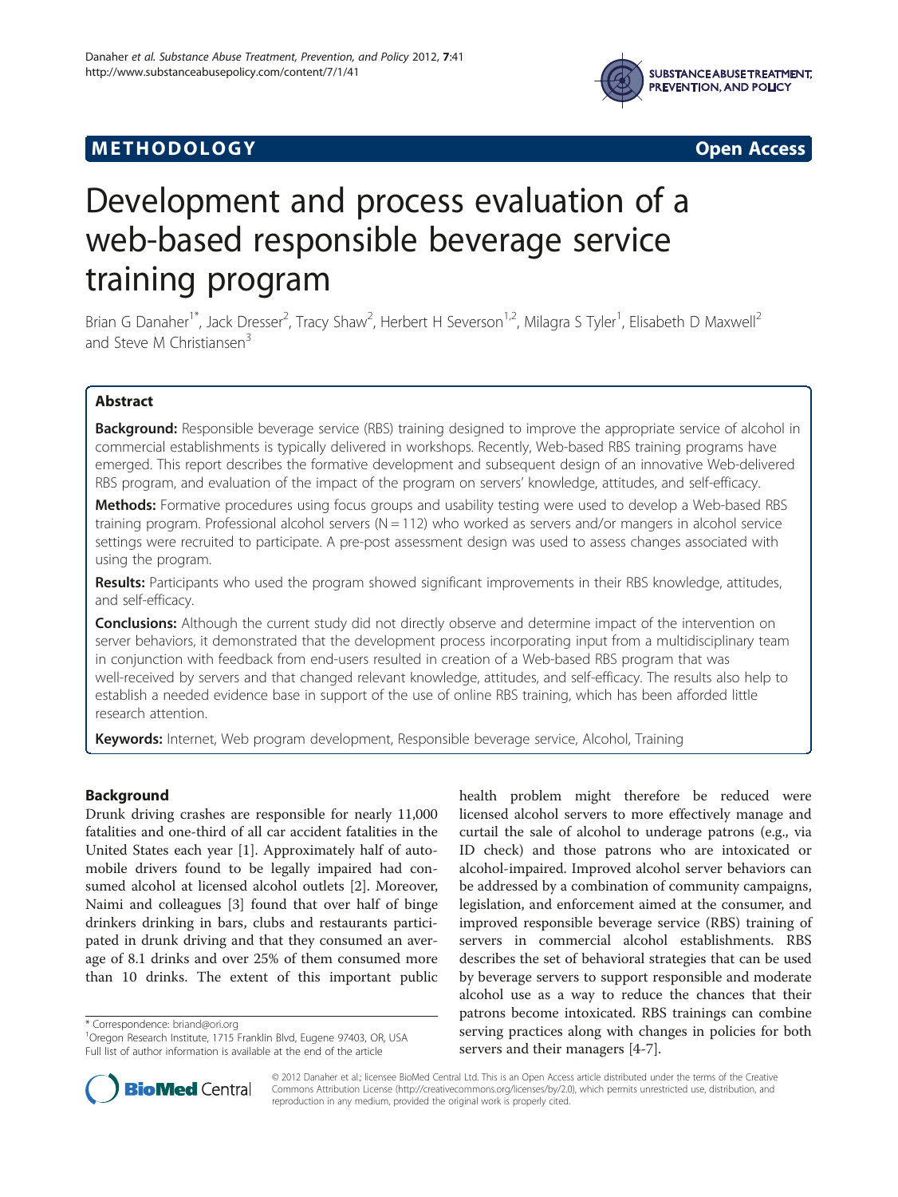METHODOLOGY **Open Access**

# Development and process evaluation of a web-based responsible beverage service training program

Brian G Danaher[1*], Jack Dresser[2], Tracy Shaw[2], Herbert H Severson[1,2], Milagra S Tyler[1], Elisabeth D Maxwell[2] and Steve M Christiansen[3]

## Abstract

**Background:** Responsible beverage service (RBS) training designed to improve the appropriate service of alcohol in commercial establishments is typically delivered in workshops. Recently, Web-based RBS training programs have emerged. This report describes the formative development and subsequent design of an innovative Web-delivered RBS program, and evaluation of the impact of the program on servers' knowledge, attitudes, and self-efficacy.

**Methods:** Formative procedures using focus groups and usability testing were used to develop a Web-based RBS training program. Professional alcohol servers (N = 112) who worked as servers and/or mangers in alcohol service settings were recruited to participate. A pre-post assessment design was used to assess changes associated with using the program.

**Results:** Participants who used the program showed significant improvements in their RBS knowledge, attitudes, and self-efficacy.

**Conclusions:** Although the current study did not directly observe and determine impact of the intervention on server behaviors, it demonstrated that the development process incorporating input from a multidisciplinary team in conjunction with feedback from end-users resulted in creation of a Web-based RBS program that was well-received by servers and that changed relevant knowledge, attitudes, and self-efficacy. The results also help to establish a needed evidence base in support of the use of online RBS training, which has been afforded little research attention.

**Keywords:** Internet, Web program development, Responsible beverage service, Alcohol, Training

## Background

Drunk driving crashes are responsible for nearly 11,000 fatalities and one-third of all car accident fatalities in the United States each year [1]. Approximately half of automobile drivers found to be legally impaired had consumed alcohol at licensed alcohol outlets [2]. Moreover, Naimi and colleagues [3] found that over half of binge drinkers drinking in bars, clubs and restaurants participated in drunk driving and that they consumed an average of 8.1 drinks and over 25% of them consumed more than 10 drinks. The extent of this important public health problem might therefore be reduced were licensed alcohol servers to more effectively manage and curtail the sale of alcohol to underage patrons (e.g., via ID check) and those patrons who are intoxicated or alcohol-impaired. Improved alcohol server behaviors can be addressed by a combination of community campaigns, legislation, and enforcement aimed at the consumer, and improved responsible beverage service (RBS) training of servers in commercial alcohol establishments. RBS describes the set of behavioral strategies that can be used by beverage servers to support responsible and moderate alcohol use as a way to reduce the chances that their patrons become intoxicated. RBS trainings can combine serving practices along with changes in policies for both servers and their managers [4-7].

\* Correspondence: briand@ori.org
[1]Oregon Research Institute, 1715 Franklin Blvd, Eugene 97403, OR, USA
Full list of author information is available at the end of the article

© 2012 Danaher et al.; licensee BioMed Central Ltd. This is an Open Access article distributed under the terms of the Creative Commons Attribution License (http://creativecommons.org/licenses/by/2.0), which permits unrestricted use, distribution, and reproduction in any medium, provided the original work is properly cited.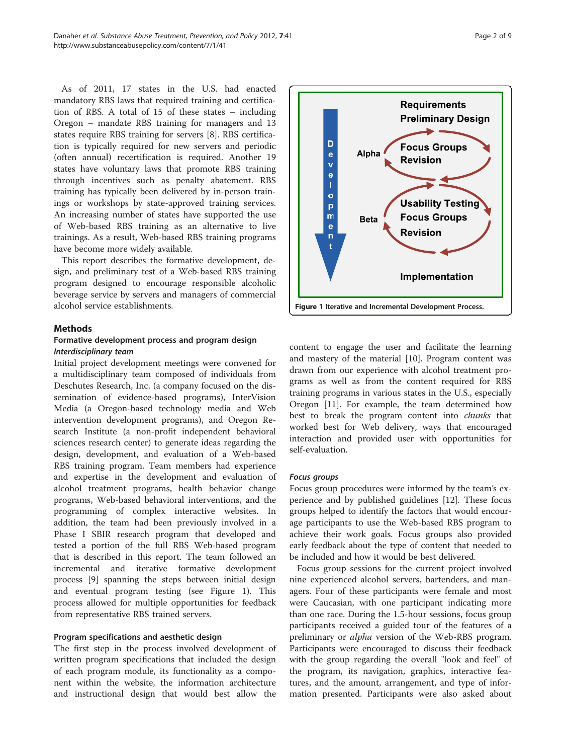As of 2011, 17 states in the U.S. had enacted mandatory RBS laws that required training and certification of RBS. A total of 15 of these states – including Oregon – mandate RBS training for managers and 13 states require RBS training for servers [8]. RBS certification is typically required for new servers and periodic (often annual) recertification is required. Another 19 states have voluntary laws that promote RBS training through incentives such as penalty abatement. RBS training has typically been delivered by in-person trainings or workshops by state-approved training services. An increasing number of states have supported the use of Web-based RBS training as an alternative to live trainings. As a result, Web-based RBS training programs have become more widely available.

This report describes the formative development, design, and preliminary test of a Web-based RBS training program designed to encourage responsible alcoholic beverage service by servers and managers of commercial alcohol service establishments.

Development

Requirements
Preliminary Design

Alpha

Focus Groups
Revision

Beta

Usability Testing
Focus Groups
Revision

Implementation

**Figure 1** Iterative and Incremental Development Process.

## Methods

### Formative development process and program design

#### *Interdisciplinary team*

Initial project development meetings were convened for a multidisciplinary team composed of individuals from Deschutes Research, Inc. (a company focused on the dissemination of evidence-based programs), InterVision Media (a Oregon-based technology media and Web intervention development programs), and Oregon Research Institute (a non-profit independent behavioral sciences research center) to generate ideas regarding the design, development, and evaluation of a Web-based RBS training program. Team members had experience and expertise in the development and evaluation of alcohol treatment programs, health behavior change programs, Web-based behavioral interventions, and the programming of complex interactive websites. In addition, the team had been previously involved in a Phase I SBIR research program that developed and tested a portion of the full RBS Web-based program that is described in this report. The team followed an incremental and iterative formative development process [9] spanning the steps between initial design and eventual program testing (see Figure 1). This process allowed for multiple opportunities for feedback from representative RBS trained servers.

#### Program specifications and aesthetic design

The first step in the process involved development of written program specifications that included the design of each program module, its functionality as a component within the website, the information architecture and instructional design that would best allow the content to engage the user and facilitate the learning and mastery of the material [10]. Program content was drawn from our experience with alcohol treatment programs as well as from the content required for RBS training programs in various states in the U.S., especially Oregon [11]. For example, the team determined how best to break the program content into *chunks* that worked best for Web delivery, ways that encouraged interaction and provided user with opportunities for self-evaluation.

#### *Focus groups*

Focus group procedures were informed by the team's experience and by published guidelines [12]. These focus groups helped to identify the factors that would encourage participants to use the Web-based RBS program to achieve their work goals. Focus groups also provided early feedback about the type of content that needed to be included and how it would be best delivered.

Focus group sessions for the current project involved nine experienced alcohol servers, bartenders, and managers. Four of these participants were female and most were Caucasian, with one participant indicating more than one race. During the 1.5-hour sessions, focus group participants received a guided tour of the features of a preliminary or *alpha* version of the Web-RBS program. Participants were encouraged to discuss their feedback with the group regarding the overall "look and feel" of the program, its navigation, graphics, interactive features, and the amount, arrangement, and type of information presented. Participants were also asked about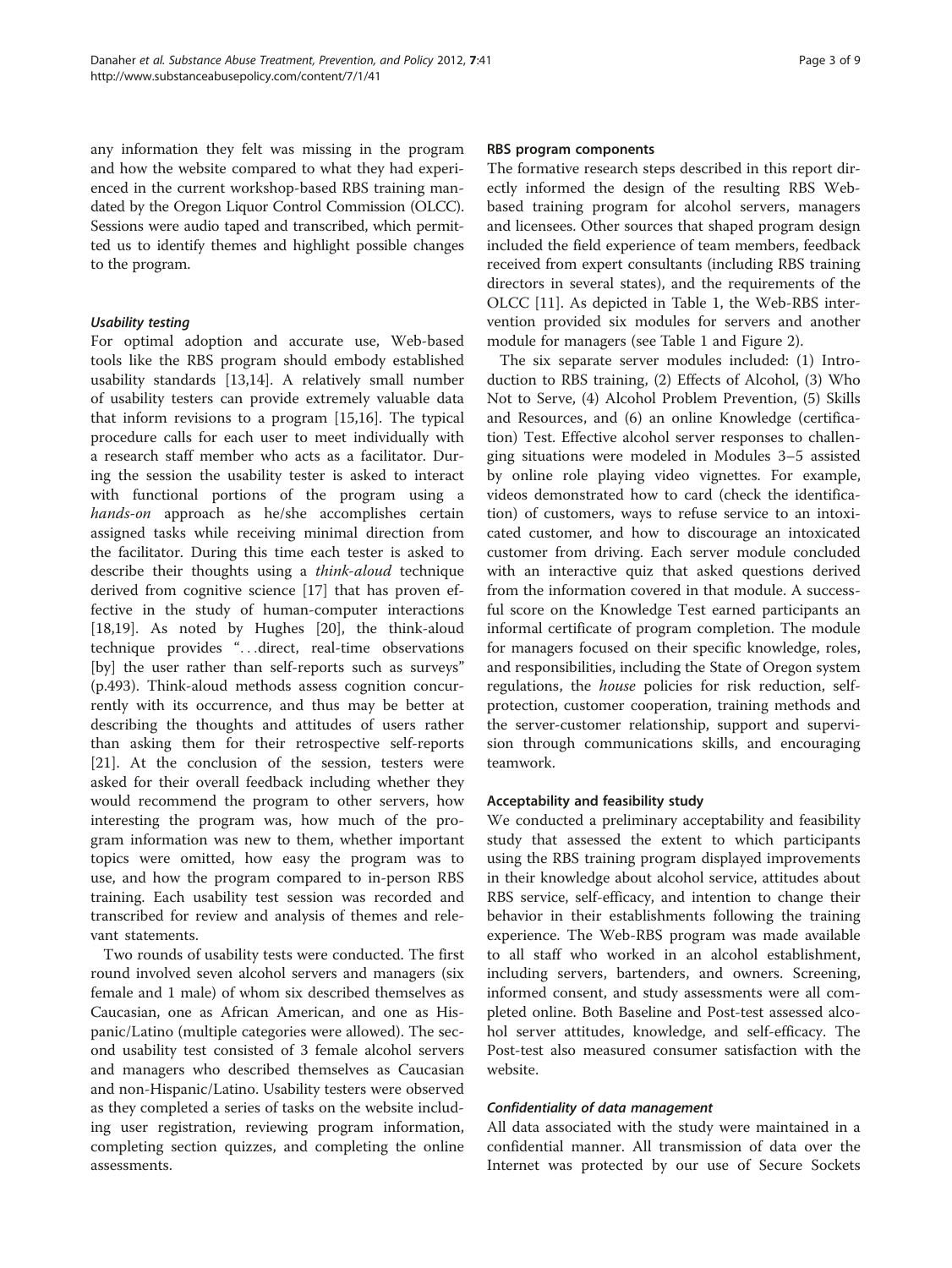any information they felt was missing in the program and how the website compared to what they had experienced in the current workshop-based RBS training mandated by the Oregon Liquor Control Commission (OLCC). Sessions were audio taped and transcribed, which permitted us to identify themes and highlight possible changes to the program.

#### *Usability testing*

For optimal adoption and accurate use, Web-based tools like the RBS program should embody established usability standards [13,14]. A relatively small number of usability testers can provide extremely valuable data that inform revisions to a program [15,16]. The typical procedure calls for each user to meet individually with a research staff member who acts as a facilitator. During the session the usability tester is asked to interact with functional portions of the program using a *hands-on* approach as he/she accomplishes certain assigned tasks while receiving minimal direction from the facilitator. During this time each tester is asked to describe their thoughts using a *think-aloud* technique derived from cognitive science [17] that has proven effective in the study of human-computer interactions [18,19]. As noted by Hughes [20], the think-aloud technique provides "...direct, real-time observations [by] the user rather than self-reports such as surveys" (p.493). Think-aloud methods assess cognition concurrently with its occurrence, and thus may be better at describing the thoughts and attitudes of users rather than asking them for their retrospective self-reports [21]. At the conclusion of the session, testers were asked for their overall feedback including whether they would recommend the program to other servers, how interesting the program was, how much of the program information was new to them, whether important topics were omitted, how easy the program was to use, and how the program compared to in-person RBS training. Each usability test session was recorded and transcribed for review and analysis of themes and relevant statements.

Two rounds of usability tests were conducted. The first round involved seven alcohol servers and managers (six female and 1 male) of whom six described themselves as Caucasian, one as African American, and one as Hispanic/Latino (multiple categories were allowed). The second usability test consisted of 3 female alcohol servers and managers who described themselves as Caucasian and non-Hispanic/Latino. Usability testers were observed as they completed a series of tasks on the website including user registration, reviewing program information, completing section quizzes, and completing the online assessments.

### RBS program components

The formative research steps described in this report directly informed the design of the resulting RBS Web-based training program for alcohol servers, managers and licensees. Other sources that shaped program design included the field experience of team members, feedback received from expert consultants (including RBS training directors in several states), and the requirements of the OLCC [11]. As depicted in Table 1, the Web-RBS intervention provided six modules for servers and another module for managers (see Table 1 and Figure 2).

The six separate server modules included: (1) Introduction to RBS training, (2) Effects of Alcohol, (3) Who Not to Serve, (4) Alcohol Problem Prevention, (5) Skills and Resources, and (6) an online Knowledge (certification) Test. Effective alcohol server responses to challenging situations were modeled in Modules 3–5 assisted by online role playing video vignettes. For example, videos demonstrated how to card (check the identification) of customers, ways to refuse service to an intoxicated customer, and how to discourage an intoxicated customer from driving. Each server module concluded with an interactive quiz that asked questions derived from the information covered in that module. A successful score on the Knowledge Test earned participants an informal certificate of program completion. The module for managers focused on their specific knowledge, roles, and responsibilities, including the State of Oregon system regulations, the *house* policies for risk reduction, self-protection, customer cooperation, training methods and the server-customer relationship, support and supervision through communications skills, and encouraging teamwork.

### Acceptability and feasibility study

We conducted a preliminary acceptability and feasibility study that assessed the extent to which participants using the RBS training program displayed improvements in their knowledge about alcohol service, attitudes about RBS service, self-efficacy, and intention to change their behavior in their establishments following the training experience. The Web-RBS program was made available to all staff who worked in an alcohol establishment, including servers, bartenders, and owners. Screening, informed consent, and study assessments were all completed online. Both Baseline and Post-test assessed alcohol server attitudes, knowledge, and self-efficacy. The Post-test also measured consumer satisfaction with the website.

#### *Confidentiality of data management*

All data associated with the study were maintained in a confidential manner. All transmission of data over the Internet was protected by our use of Secure Sockets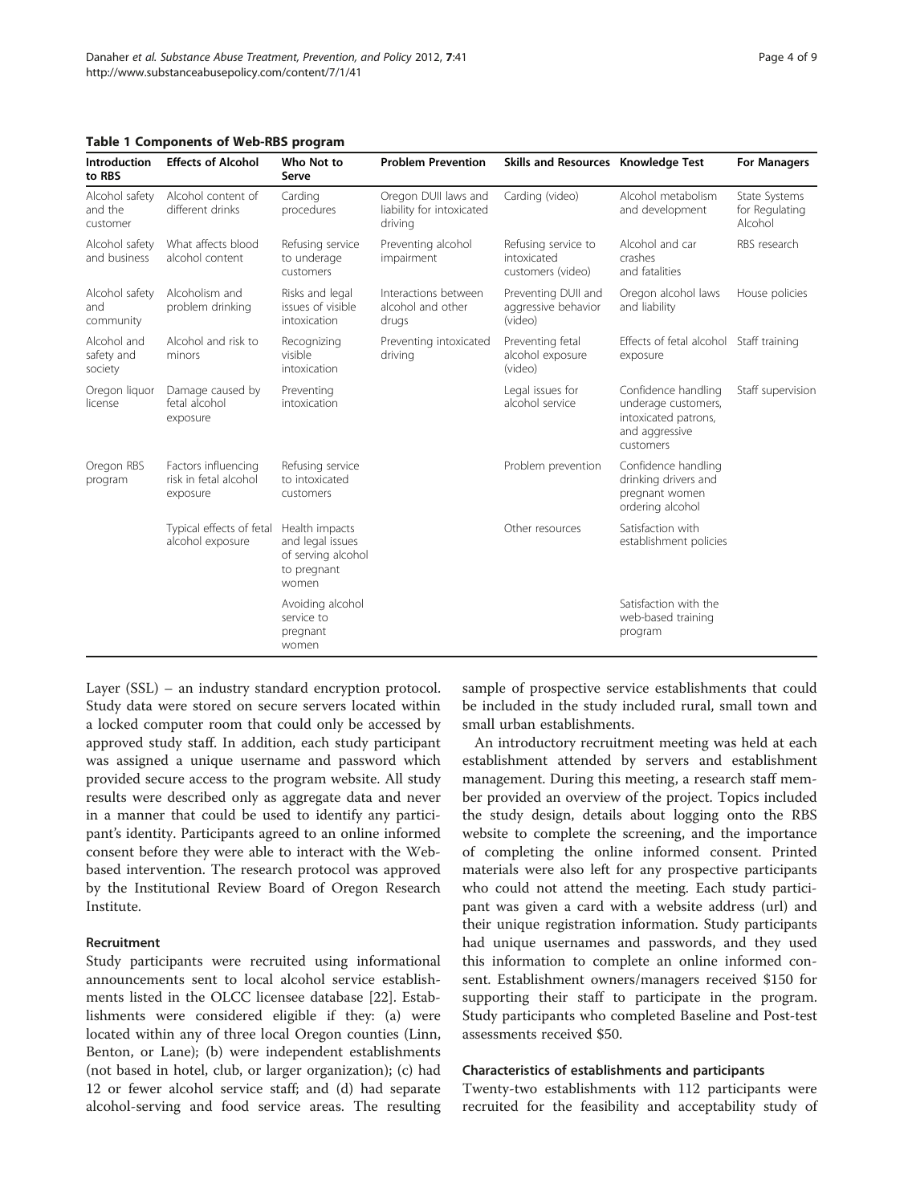**Table 1 Components of Web-RBS program**

| Introduction to RBS | Effects of Alcohol | Who Not to Serve | Problem Prevention | Skills and Resources | Knowledge Test | For Managers |
|---|---|---|---|---|---|---|
| Alcohol safety and the customer | Alcohol content of different drinks | Carding procedures | Oregon DUII laws and liability for intoxicated driving | Carding (video) | Alcohol metabolism and development | State Systems for Regulating Alcohol |
| Alcohol safety and business | What affects blood alcohol content | Refusing service to underage customers | Preventing alcohol impairment | Refusing service to intoxicated customers (video) | Alcohol and car crashes and fatalities | RBS research |
| Alcohol safety and community | Alcoholism and problem drinking | Risks and legal issues of visible intoxication | Interactions between alcohol and other drugs | Preventing DUII and aggressive behavior (video) | Oregon alcohol laws and liability | House policies |
| Alcohol and safety and society | Alcohol and risk to minors | Recognizing visible intoxication | Preventing intoxicated driving | Preventing fetal alcohol exposure (video) | Effects of fetal alcohol exposure | Staff training |
| Oregon liquor license | Damage caused by fetal alcohol exposure | Preventing intoxication | | Legal issues for alcohol service | Confidence handling underage customers, intoxicated patrons, and aggressive customers | Staff supervision |
| Oregon RBS program | Factors influencing risk in fetal alcohol exposure | Refusing service to intoxicated customers | | Problem prevention | Confidence handling drinking drivers and pregnant women ordering alcohol | |
| | Typical effects of fetal alcohol exposure | Health impacts and legal issues of serving alcohol to pregnant women | | Other resources | Satisfaction with establishment policies | |
| | | Avoiding alcohol service to pregnant women | | | Satisfaction with the web-based training program | |

Layer (SSL) – an industry standard encryption protocol. Study data were stored on secure servers located within a locked computer room that could only be accessed by approved study staff. In addition, each study participant was assigned a unique username and password which provided secure access to the program website. All study results were described only as aggregate data and never in a manner that could be used to identify any participant's identity. Participants agreed to an online informed consent before they were able to interact with the Web-based intervention. The research protocol was approved by the Institutional Review Board of Oregon Research Institute.

### Recruitment

Study participants were recruited using informational announcements sent to local alcohol service establishments listed in the OLCC licensee database [22]. Establishments were considered eligible if they: (a) were located within any of three local Oregon counties (Linn, Benton, or Lane); (b) were independent establishments (not based in hotel, club, or larger organization); (c) had 12 or fewer alcohol service staff; and (d) had separate alcohol-serving and food service areas. The resulting sample of prospective service establishments that could be included in the study included rural, small town and small urban establishments.

An introductory recruitment meeting was held at each establishment attended by servers and establishment management. During this meeting, a research staff member provided an overview of the project. Topics included the study design, details about logging onto the RBS website to complete the screening, and the importance of completing the online informed consent. Printed materials were also left for any prospective participants who could not attend the meeting. Each study participant was given a card with a website address (url) and their unique registration information. Study participants had unique usernames and passwords, and they used this information to complete an online informed consent. Establishment owners/managers received $150 for supporting their staff to participate in the program. Study participants who completed Baseline and Post-test assessments received $50.

### Characteristics of establishments and participants

Twenty-two establishments with 112 participants were recruited for the feasibility and acceptability study of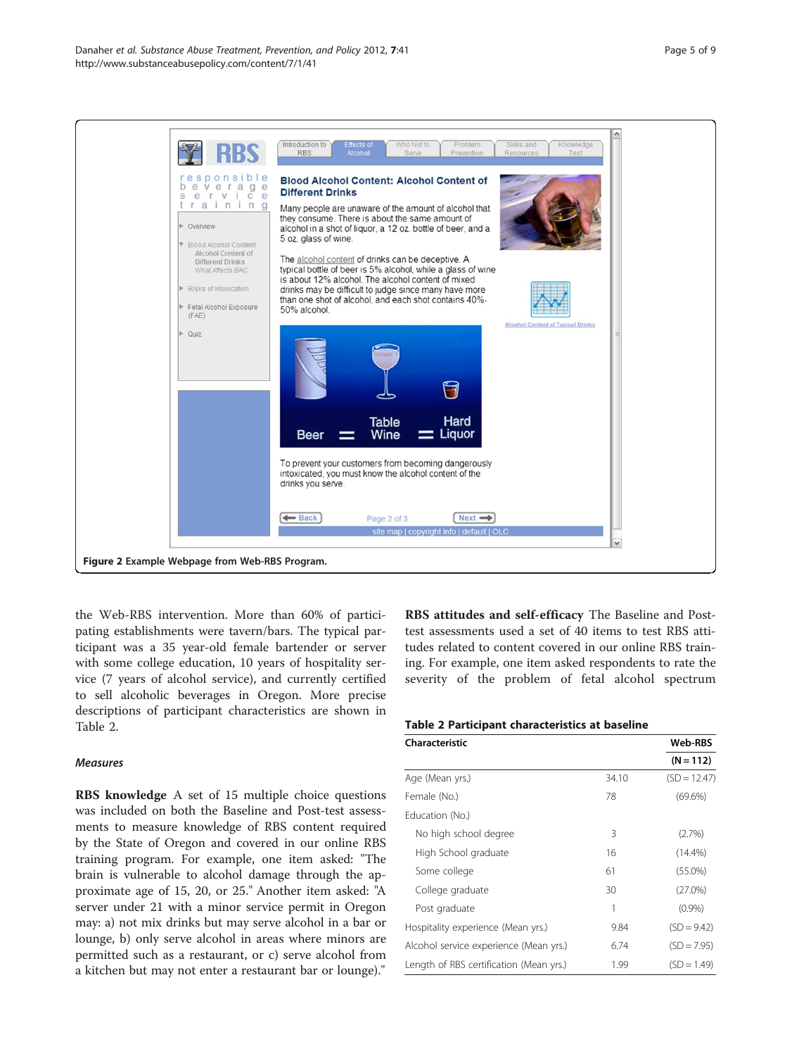Figure 2 Example Webpage from Web-RBS Program.

the Web-RBS intervention. More than 60% of participating establishments were tavern/bars. The typical participant was a 35 year-old female bartender or server with some college education, 10 years of hospitality service (7 years of alcohol service), and currently certified to sell alcoholic beverages in Oregon. More precise descriptions of participant characteristics are shown in Table 2.

### *Measures*

**RBS knowledge** A set of 15 multiple choice questions was included on both the Baseline and Post-test assessments to measure knowledge of RBS content required by the State of Oregon and covered in our online RBS training program. For example, one item asked: "The brain is vulnerable to alcohol damage through the approximate age of 15, 20, or 25." Another item asked: "A server under 21 with a minor service permit in Oregon may: a) not mix drinks but may serve alcohol in a bar or lounge, b) only serve alcohol in areas where minors are permitted such as a restaurant, or c) serve alcohol from a kitchen but may not enter a restaurant bar or lounge)."

**RBS attitudes and self-efficacy** The Baseline and Post-test assessments used a set of 40 items to test RBS attitudes related to content covered in our online RBS training. For example, one item asked respondents to rate the severity of the problem of fetal alcohol spectrum

**Table 2 Participant characteristics at baseline**

| Characteristic | | Web-RBS |
|---|---|---|
| | | (N = 112) |
| Age (Mean yrs.) | 34.10 | (SD = 12.47) |
| Female (No.) | 78 | (69.6%) |
| Education (No.) | | |
| No high school degree | 3 | (2.7%) |
| High School graduate | 16 | (14.4%) |
| Some college | 61 | (55.0%) |
| College graduate | 30 | (27.0%) |
| Post graduate | 1 | (0.9%) |
| Hospitality experience (Mean yrs.) | 9.84 | (SD = 9.42) |
| Alcohol service experience (Mean yrs.) | 6.74 | (SD = 7.95) |
| Length of RBS certification (Mean yrs.) | 1.99 | (SD = 1.49) |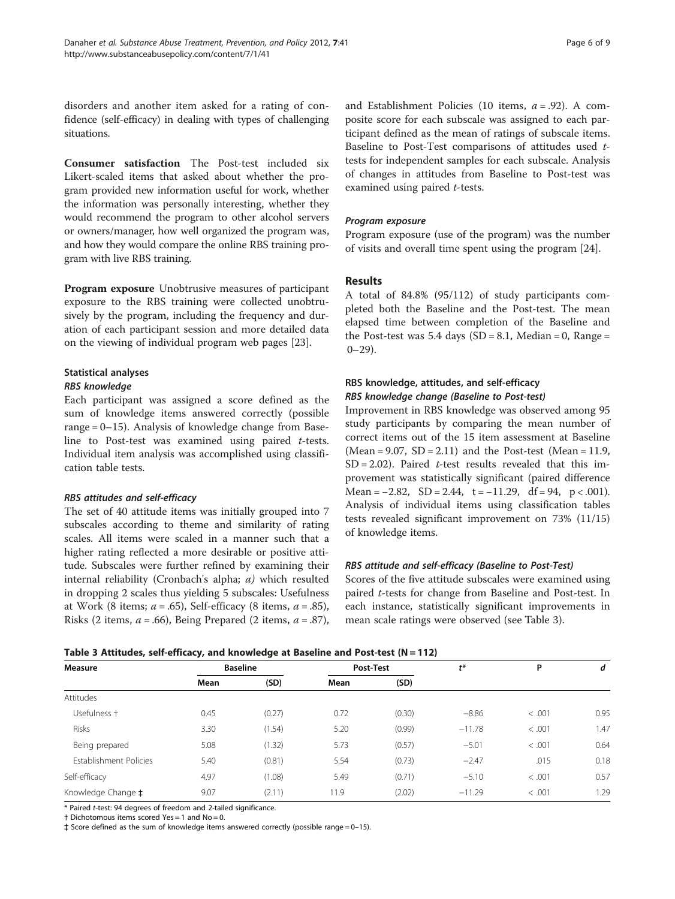disorders and another item asked for a rating of confidence (self-efficacy) in dealing with types of challenging situations.

**Consumer satisfaction** The Post-test included six Likert-scaled items that asked about whether the program provided new information useful for work, whether the information was personally interesting, whether they would recommend the program to other alcohol servers or owners/manager, how well organized the program was, and how they would compare the online RBS training program with live RBS training.

**Program exposure** Unobtrusive measures of participant exposure to the RBS training were collected unobtrusively by the program, including the frequency and duration of each participant session and more detailed data on the viewing of individual program web pages [23].

### Statistical analyses

#### *RBS knowledge*

Each participant was assigned a score defined as the sum of knowledge items answered correctly (possible range = 0–15). Analysis of knowledge change from Baseline to Post-test was examined using paired *t*-tests. Individual item analysis was accomplished using classification table tests.

#### *RBS attitudes and self-efficacy*

The set of 40 attitude items was initially grouped into 7 subscales according to theme and similarity of rating scales. All items were scaled in a manner such that a higher rating reflected a more desirable or positive attitude. Subscales were further refined by examining their internal reliability (Cronbach's alpha; *a)* which resulted in dropping 2 scales thus yielding 5 subscales: Usefulness at Work (8 items; *a* = .65), Self-efficacy (8 items, *a* = .85), Risks (2 items, *a* = .66), Being Prepared (2 items, *a* = .87), and Establishment Policies (10 items, *a* = .92). A composite score for each subscale was assigned to each participant defined as the mean of ratings of subscale items. Baseline to Post-Test comparisons of attitudes used *t*-tests for independent samples for each subscale. Analysis of changes in attitudes from Baseline to Post-test was examined using paired *t*-tests.

#### *Program exposure*

Program exposure (use of the program) was the number of visits and overall time spent using the program [24].

## Results

A total of 84.8% (95/112) of study participants completed both the Baseline and the Post-test. The mean elapsed time between completion of the Baseline and the Post-test was 5.4 days (SD = 8.1, Median = 0, Range = 0–29).

### RBS knowledge, attitudes, and self-efficacy

#### *RBS knowledge change (Baseline to Post-test)*

Improvement in RBS knowledge was observed among 95 study participants by comparing the mean number of correct items out of the 15 item assessment at Baseline (Mean = 9.07, SD = 2.11) and the Post-test (Mean = 11.9, SD = 2.02). Paired *t*-test results revealed that this improvement was statistically significant (paired difference Mean = −2.82, SD = 2.44, t = −11.29, df = 94, p < .001). Analysis of individual items using classification tables tests revealed significant improvement on 73% (11/15) of knowledge items.

#### *RBS attitude and self-efficacy (Baseline to Post-Test)*

Scores of the five attitude subscales were examined using paired *t*-tests for change from Baseline and Post-test. In each instance, statistically significant improvements in mean scale ratings were observed (see Table 3).

**Table 3 Attitudes, self-efficacy, and knowledge at Baseline and Post-test (N = 112)**

| Measure | Baseline | | Post-Test | | *t** | P | *d* |
|---|---|---|---|---|---|---|---|
| | Mean | (SD) | Mean | (SD) | | | |
| Attitudes | | | | | | | |
| Usefulness † | 0.45 | (0.27) | 0.72 | (0.30) | −8.86 | < .001 | 0.95 |
| Risks | 3.30 | (1.54) | 5.20 | (0.99) | −11.78 | < .001 | 1.47 |
| Being prepared | 5.08 | (1.32) | 5.73 | (0.57) | −5.01 | < .001 | 0.64 |
| Establishment Policies | 5.40 | (0.81) | 5.54 | (0.73) | −2.47 | .015 | 0.18 |
| Self-efficacy | 4.97 | (1.08) | 5.49 | (0.71) | −5.10 | < .001 | 0.57 |
| Knowledge Change ‡ | 9.07 | (2.11) | 11.9 | (2.02) | −11.29 | < .001 | 1.29 |

\* Paired *t*-test: 94 degrees of freedom and 2-tailed significance.

† Dichotomous items scored Yes = 1 and No = 0.

‡ Score defined as the sum of knowledge items answered correctly (possible range = 0–15).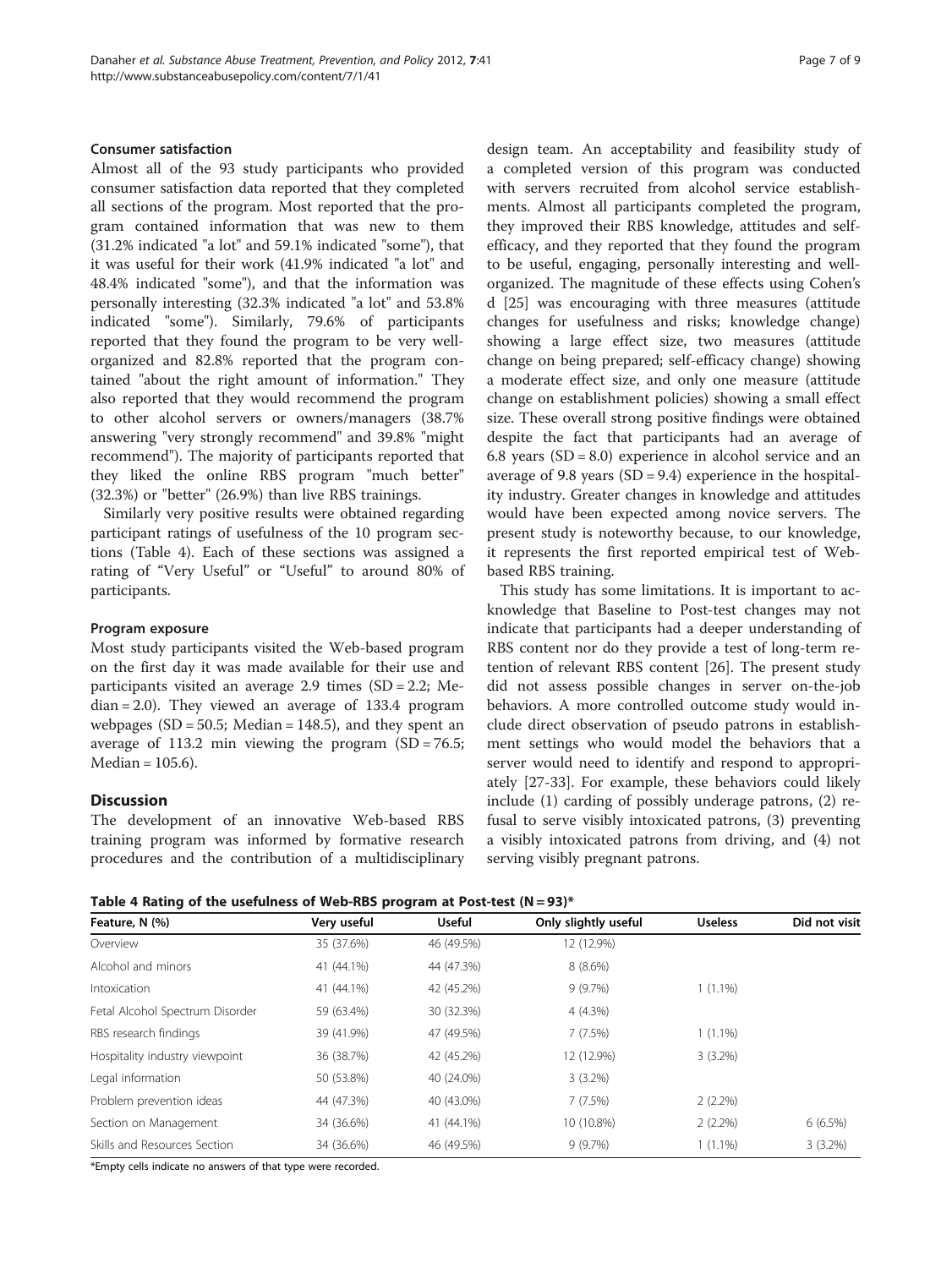### Consumer satisfaction

Almost all of the 93 study participants who provided consumer satisfaction data reported that they completed all sections of the program. Most reported that the program contained information that was new to them (31.2% indicated "a lot" and 59.1% indicated "some"), that it was useful for their work (41.9% indicated "a lot" and 48.4% indicated "some"), and that the information was personally interesting (32.3% indicated "a lot" and 53.8% indicated "some"). Similarly, 79.6% of participants reported that they found the program to be very well-organized and 82.8% reported that the program contained "about the right amount of information." They also reported that they would recommend the program to other alcohol servers or owners/managers (38.7% answering "very strongly recommend" and 39.8% "might recommend"). The majority of participants reported that they liked the online RBS program "much better" (32.3%) or "better" (26.9%) than live RBS trainings.

Similarly very positive results were obtained regarding participant ratings of usefulness of the 10 program sections (Table 4). Each of these sections was assigned a rating of "Very Useful" or "Useful" to around 80% of participants.

### Program exposure

Most study participants visited the Web-based program on the first day it was made available for their use and participants visited an average 2.9 times (SD = 2.2; Median = 2.0). They viewed an average of 133.4 program webpages (SD = 50.5; Median = 148.5), and they spent an average of 113.2 min viewing the program (SD = 76.5; Median = 105.6).

## Discussion

The development of an innovative Web-based RBS training program was informed by formative research procedures and the contribution of a multidisciplinary design team. An acceptability and feasibility study of a completed version of this program was conducted with servers recruited from alcohol service establishments. Almost all participants completed the program, they improved their RBS knowledge, attitudes and self-efficacy, and they reported that they found the program to be useful, engaging, personally interesting and well-organized. The magnitude of these effects using Cohen's d [25] was encouraging with three measures (attitude changes for usefulness and risks; knowledge change) showing a large effect size, two measures (attitude change on being prepared; self-efficacy change) showing a moderate effect size, and only one measure (attitude change on establishment policies) showing a small effect size. These overall strong positive findings were obtained despite the fact that participants had an average of 6.8 years (SD = 8.0) experience in alcohol service and an average of 9.8 years (SD = 9.4) experience in the hospitality industry. Greater changes in knowledge and attitudes would have been expected among novice servers. The present study is noteworthy because, to our knowledge, it represents the first reported empirical test of Web-based RBS training.

This study has some limitations. It is important to acknowledge that Baseline to Post-test changes may not indicate that participants had a deeper understanding of RBS content nor do they provide a test of long-term retention of relevant RBS content [26]. The present study did not assess possible changes in server on-the-job behaviors. A more controlled outcome study would include direct observation of pseudo patrons in establishment settings who would model the behaviors that a server would need to identify and respond to appropriately [27-33]. For example, these behaviors could likely include (1) carding of possibly underage patrons, (2) refusal to serve visibly intoxicated patrons, (3) preventing a visibly intoxicated patrons from driving, and (4) not serving visibly pregnant patrons.

**Table 4 Rating of the usefulness of Web-RBS program at Post-test (N = 93)***

| Feature, N (%) | Very useful | Useful | Only slightly useful | Useless | Did not visit |
|---|---|---|---|---|---|
| Overview | 35 (37.6%) | 46 (49.5%) | 12 (12.9%) | | |
| Alcohol and minors | 41 (44.1%) | 44 (47.3%) | 8 (8.6%) | | |
| Intoxication | 41 (44.1%) | 42 (45.2%) | 9 (9.7%) | 1 (1.1%) | |
| Fetal Alcohol Spectrum Disorder | 59 (63.4%) | 30 (32.3%) | 4 (4.3%) | | |
| RBS research findings | 39 (41.9%) | 47 (49.5%) | 7 (7.5%) | 1 (1.1%) | |
| Hospitality industry viewpoint | 36 (38.7%) | 42 (45.2%) | 12 (12.9%) | 3 (3.2%) | |
| Legal information | 50 (53.8%) | 40 (24.0%) | 3 (3.2%) | | |
| Problem prevention ideas | 44 (47.3%) | 40 (43.0%) | 7 (7.5%) | 2 (2.2%) | |
| Section on Management | 34 (36.6%) | 41 (44.1%) | 10 (10.8%) | 2 (2.2%) | 6 (6.5%) |
| Skills and Resources Section | 34 (36.6%) | 46 (49.5%) | 9 (9.7%) | 1 (1.1%) | 3 (3.2%) |

*Empty cells indicate no answers of that type were recorded.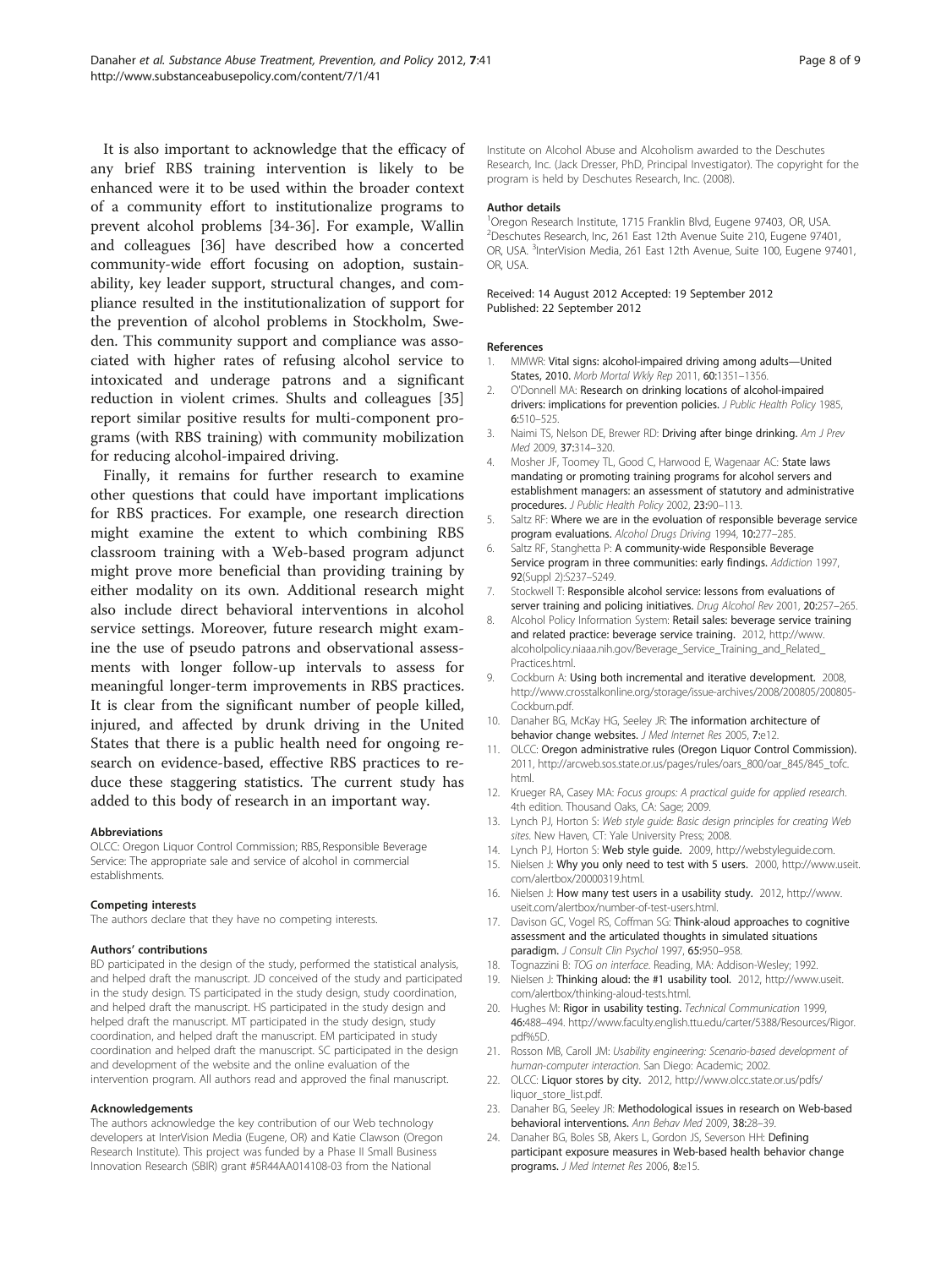It is also important to acknowledge that the efficacy of any brief RBS training intervention is likely to be enhanced were it to be used within the broader context of a community effort to institutionalize programs to prevent alcohol problems [34-36]. For example, Wallin and colleagues [36] have described how a concerted community-wide effort focusing on adoption, sustainability, key leader support, structural changes, and compliance resulted in the institutionalization of support for the prevention of alcohol problems in Stockholm, Sweden. This community support and compliance was associated with higher rates of refusing alcohol service to intoxicated and underage patrons and a significant reduction in violent crimes. Shults and colleagues [35] report similar positive results for multi-component programs (with RBS training) with community mobilization for reducing alcohol-impaired driving.

Finally, it remains for further research to examine other questions that could have important implications for RBS practices. For example, one research direction might examine the extent to which combining RBS classroom training with a Web-based program adjunct might prove more beneficial than providing training by either modality on its own. Additional research might also include direct behavioral interventions in alcohol service settings. Moreover, future research might examine the use of pseudo patrons and observational assessments with longer follow-up intervals to assess for meaningful longer-term improvements in RBS practices. It is clear from the significant number of people killed, injured, and affected by drunk driving in the United States that there is a public health need for ongoing research on evidence-based, effective RBS practices to reduce these staggering statistics. The current study has added to this body of research in an important way.

#### Abbreviations

OLCC: Oregon Liquor Control Commission; RBS, Responsible Beverage Service: The appropriate sale and service of alcohol in commercial establishments.

#### Competing interests

The authors declare that they have no competing interests.

#### Authors' contributions

BD participated in the design of the study, performed the statistical analysis, and helped draft the manuscript. JD conceived of the study and participated in the study design. TS participated in the study design, study coordination, and helped draft the manuscript. HS participated in the study design and helped draft the manuscript. MT participated in the study design, study coordination, and helped draft the manuscript. EM participated in study coordination and helped draft the manuscript. SC participated in the design and development of the website and the online evaluation of the intervention program. All authors read and approved the final manuscript.

#### Acknowledgements

The authors acknowledge the key contribution of our Web technology developers at InterVision Media (Eugene, OR) and Katie Clawson (Oregon Research Institute). This project was funded by a Phase II Small Business Innovation Research (SBIR) grant #5R44AA014108-03 from the National Institute on Alcohol Abuse and Alcoholism awarded to the Deschutes Research, Inc. (Jack Dresser, PhD, Principal Investigator). The copyright for the program is held by Deschutes Research, Inc. (2008).

#### Author details

[1]Oregon Research Institute, 1715 Franklin Blvd, Eugene 97403, OR, USA. [2]Deschutes Research, Inc, 261 East 12th Avenue Suite 210, Eugene 97401, OR, USA. [3]InterVision Media, 261 East 12th Avenue, Suite 100, Eugene 97401, OR, USA.

Received: 14 August 2012 Accepted: 19 September 2012
Published: 22 September 2012

#### References

1. MMWR: **Vital signs: alcohol-impaired driving among adults—United States, 2010.** *Morb Mortal Wkly Rep* 2011, **60**:1351–1356.
2. O'Donnell MA: **Research on drinking locations of alcohol-impaired drivers: implications for prevention policies.** *J Public Health Policy* 1985, **6**:510–525.
3. Naimi TS, Nelson DE, Brewer RD: **Driving after binge drinking.** *Am J Prev Med* 2009, **37**:314–320.
4. Mosher JF, Toomey TL, Good C, Harwood E, Wagenaar AC: **State laws mandating or promoting training programs for alcohol servers and establishment managers: an assessment of statutory and administrative procedures.** *J Public Health Policy* 2002, **23**:90–113.
5. Saltz RF: **Where we are in the evoluation of responsible beverage service program evaluations.** *Alcohol Drugs Driving* 1994, **10**:277–285.
6. Saltz RF, Stanghetta P: **A community-wide Responsible Beverage Service program in three communities: early findings.** *Addiction* 1997, **92**(Suppl 2):S237–S249.
7. Stockwell T: **Responsible alcohol service: lessons from evaluations of server training and policing initiatives.** *Drug Alcohol Rev* 2001, **20**:257–265.
8. Alcohol Policy Information System: **Retail sales: beverage service training and related practice: beverage service training.** 2012, http://www.alcoholpolicy.niaaa.nih.gov/Beverage_Service_Training_and_Related_Practices.html.
9. Cockburn A: **Using both incremental and iterative development.** 2008, http://www.crosstalkonline.org/storage/issue-archives/2008/200805/200805-Cockburn.pdf.
10. Danaher BG, McKay HG, Seeley JR: **The information architecture of behavior change websites.** *J Med Internet Res* 2005, **7**:e12.
11. OLCC: **Oregon administrative rules (Oregon Liquor Control Commission).** 2011, http://arcweb.sos.state.or.us/pages/rules/oars_800/oar_845/845_tofc.html.
12. Krueger RA, Casey MA: *Focus groups: A practical guide for applied research.* 4th edition. Thousand Oaks, CA: Sage; 2009.
13. Lynch PJ, Horton S: *Web style guide: Basic design principles for creating Web sites.* New Haven, CT: Yale University Press; 2008.
14. Lynch PJ, Horton S: **Web style guide.** 2009, http://webstyleguide.com.
15. Nielsen J: **Why you only need to test with 5 users.** 2000, http://www.useit.com/alertbox/20000319.html.
16. Nielsen J: **How many test users in a usability study.** 2012, http://www.useit.com/alertbox/number-of-test-users.html.
17. Davison GC, Vogel RS, Coffman SG: **Think-aloud approaches to cognitive assessment and the articulated thoughts in simulated situations paradigm.** *J Consult Clin Psychol* 1997, **65**:950–958.
18. Tognazzini B: *TOG on interface.* Reading, MA: Addison-Wesley; 1992.
19. Nielsen J: **Thinking aloud: the #1 usability tool.** 2012, http://www.useit.com/alertbox/thinking-aloud-tests.html.
20. Hughes M: **Rigor in usability testing.** *Technical Communication* 1999, **46**:488–494. http://www.faculty.english.ttu.edu/carter/5388/Resources/Rigor.pdf%5D.
21. Rosson MB, Caroll JM: *Usability engineering: Scenario-based development of human-computer interaction.* San Diego: Academic; 2002.
22. OLCC: **Liquor stores by city.** 2012, http://www.olcc.state.or.us/pdfs/liquor_store_list.pdf.
23. Danaher BG, Seeley JR: **Methodological issues in research on Web-based behavioral interventions.** *Ann Behav Med* 2009, **38**:28–39.
24. Danaher BG, Boles SB, Akers L, Gordon JS, Severson HH: **Defining participant exposure measures in Web-based health behavior change programs.** *J Med Internet Res* 2006, **8**:e15.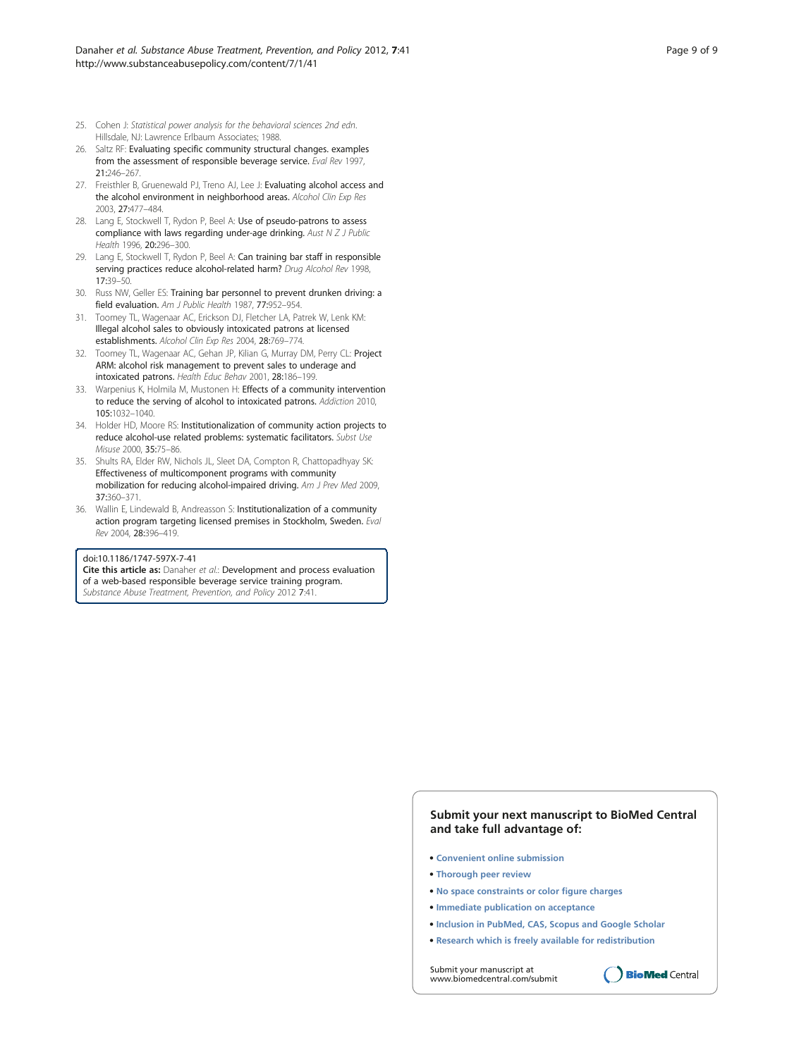25. Cohen J: *Statistical power analysis for the behavioral sciences 2nd edn*. Hillsdale, NJ: Lawrence Erlbaum Associates; 1988.
26. Saltz RF: **Evaluating specific community structural changes. examples from the assessment of responsible beverage service.** *Eval Rev* 1997, **21:**246–267.
27. Freisthler B, Gruenewald PJ, Treno AJ, Lee J: **Evaluating alcohol access and the alcohol environment in neighborhood areas.** *Alcohol Clin Exp Res* 2003, **27:**477–484.
28. Lang E, Stockwell T, Rydon P, Beel A: **Use of pseudo-patrons to assess compliance with laws regarding under-age drinking.** *Aust N Z J Public Health* 1996, **20:**296–300.
29. Lang E, Stockwell T, Rydon P, Beel A: **Can training bar staff in responsible serving practices reduce alcohol-related harm?** *Drug Alcohol Rev* 1998, **17:**39–50.
30. Russ NW, Geller ES: **Training bar personnel to prevent drunken driving: a field evaluation.** *Am J Public Health* 1987, **77:**952–954.
31. Toomey TL, Wagenaar AC, Erickson DJ, Fletcher LA, Patrek W, Lenk KM: **Illegal alcohol sales to obviously intoxicated patrons at licensed establishments.** *Alcohol Clin Exp Res* 2004, **28:**769–774.
32. Toomey TL, Wagenaar AC, Gehan JP, Kilian G, Murray DM, Perry CL: **Project ARM: alcohol risk management to prevent sales to underage and intoxicated patrons.** *Health Educ Behav* 2001, **28:**186–199.
33. Warpenius K, Holmila M, Mustonen H: **Effects of a community intervention to reduce the serving of alcohol to intoxicated patrons.** *Addiction* 2010, **105:**1032–1040.
34. Holder HD, Moore RS: **Institutionalization of community action projects to reduce alcohol-use related problems: systematic facilitators.** *Subst Use Misuse* 2000, **35:**75–86.
35. Shults RA, Elder RW, Nichols JL, Sleet DA, Compton R, Chattopadhyay SK: **Effectiveness of multicomponent programs with community mobilization for reducing alcohol-impaired driving.** *Am J Prev Med* 2009, **37:**360–371.
36. Wallin E, Lindewald B, Andreasson S: **Institutionalization of a community action program targeting licensed premises in Stockholm, Sweden.** *Eval Rev* 2004, **28:**396–419.

doi:10.1186/1747-597X-7-41
**Cite this article as:** Danaher *et al.*: Development and process evaluation of a web-based responsible beverage service training program. *Substance Abuse Treatment, Prevention, and Policy* 2012 **7**:41.

**Submit your next manuscript to BioMed Central and take full advantage of:**

- **Convenient online submission**
- **Thorough peer review**
- **No space constraints or color figure charges**
- **Immediate publication on acceptance**
- **Inclusion in PubMed, CAS, Scopus and Google Scholar**
- **Research which is freely available for redistribution**

Submit your manuscript at
www.biomedcentral.com/submit

BioMed Central